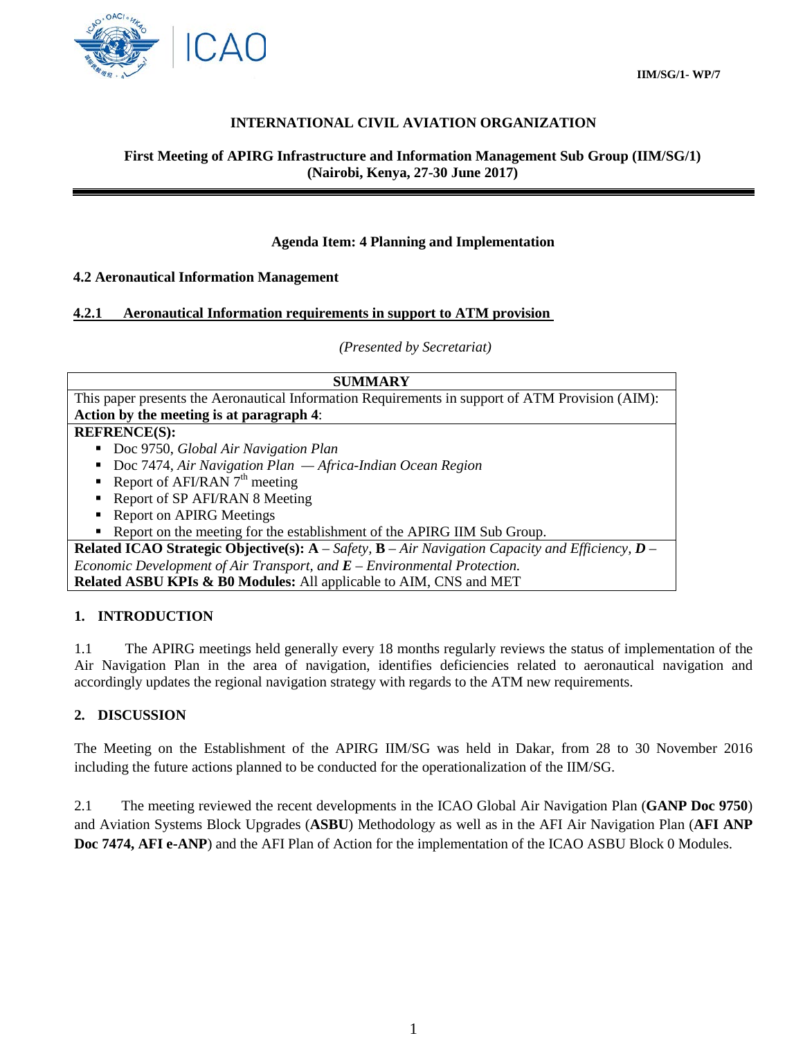IIM/SG/1- WP/7

# INTERNATIONAL CIVIL AVIATION ORGANIZATION

**First Meeting of APIRG Infrastructure and Information Management Sub Group (IIM/SG/1) (Nairobi, Kenya, 27-30 June 2017)**

**Agenda Item: 4 Planning and Implementation**

**4.2 Aeronautical Information Management**

**4.2.1 Aeronautical Information requirements in support to ATM provision**

*(Presented by Secretariat)*

| **SUMMARY** |
|---|
| This paper presents the Aeronautical Information Requirements in support of ATM Provision (AIM): **Action by the meeting is at paragraph 4**: |
| **REFRENCE(S):**<br>▪ Doc 9750, *Global Air Navigation Plan*<br>▪ Doc 7474, *Air Navigation Plan — Africa-Indian Ocean Region*<br>▪ Report of AFI/RAN 7th meeting<br>▪ Report of SP AFI/RAN 8 Meeting<br>▪ Report on APIRG Meetings<br>▪ Report on the meeting for the establishment of the APIRG IIM Sub Group. |
| **Related ICAO Strategic Objective(s): A** – *Safety*, **B** – *Air Navigation Capacity and Efficiency*, ***D*** – *Economic Development of Air Transport, and* ***E*** – *Environmental Protection.*<br>**Related ASBU KPIs & B0 Modules:** All applicable to AIM, CNS and MET |

## 1. INTRODUCTION

1.1 The APIRG meetings held generally every 18 months regularly reviews the status of implementation of the Air Navigation Plan in the area of navigation, identifies deficiencies related to aeronautical navigation and accordingly updates the regional navigation strategy with regards to the ATM new requirements.

## 2. DISCUSSION

The Meeting on the Establishment of the APIRG IIM/SG was held in Dakar, from 28 to 30 November 2016 including the future actions planned to be conducted for the operationalization of the IIM/SG.

2.1 The meeting reviewed the recent developments in the ICAO Global Air Navigation Plan (**GANP Doc 9750**) and Aviation Systems Block Upgrades (**ASBU**) Methodology as well as in the AFI Air Navigation Plan (**AFI ANP Doc 7474, AFI e-ANP**) and the AFI Plan of Action for the implementation of the ICAO ASBU Block 0 Modules.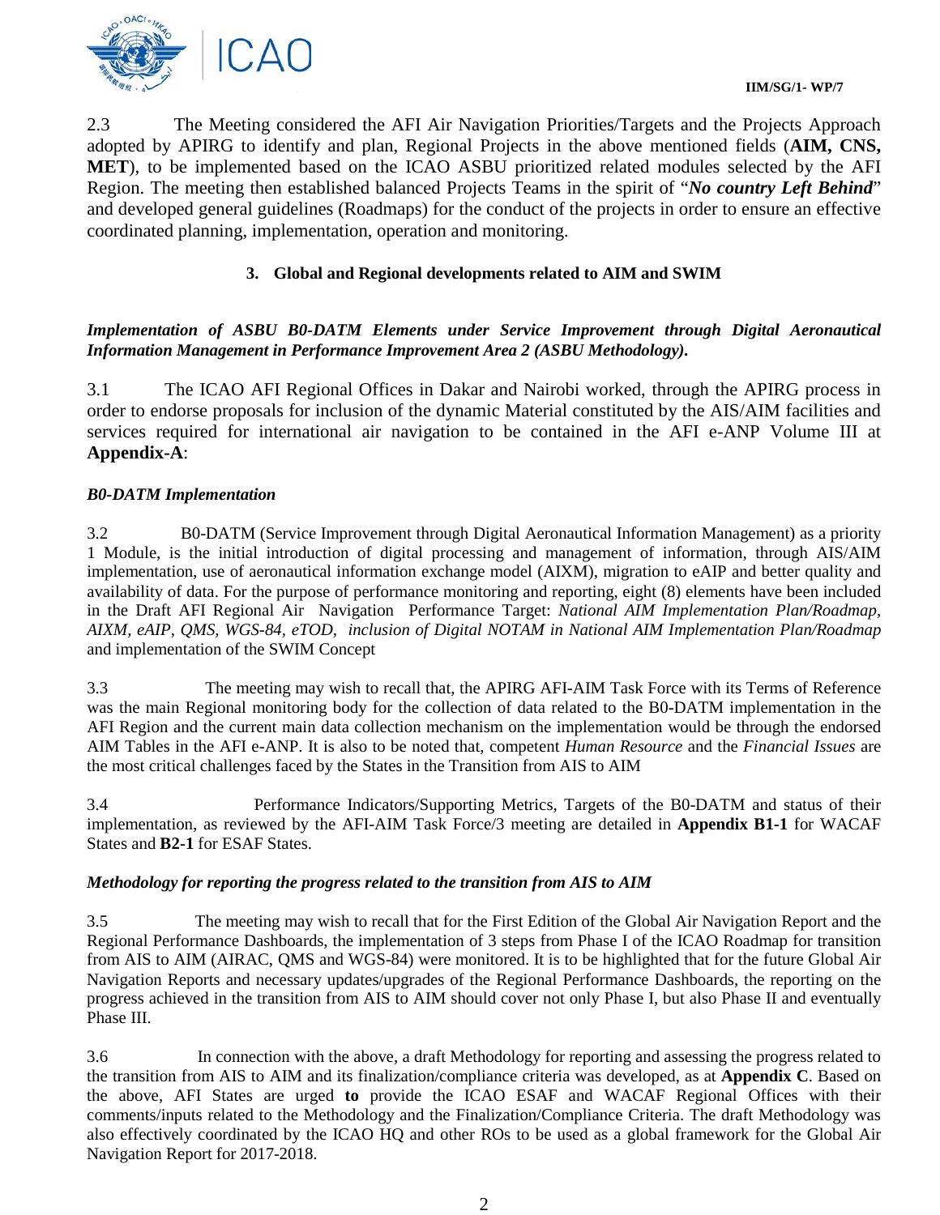2.3 The Meeting considered the AFI Air Navigation Priorities/Targets and the Projects Approach adopted by APIRG to identify and plan, Regional Projects in the above mentioned fields (**AIM, CNS, MET**), to be implemented based on the ICAO ASBU prioritized related modules selected by the AFI Region. The meeting then established balanced Projects Teams in the spirit of "***No country Left Behind***" and developed general guidelines (Roadmaps) for the conduct of the projects in order to ensure an effective coordinated planning, implementation, operation and monitoring.

## 3. Global and Regional developments related to AIM and SWIM

***Implementation of ASBU B0-DATM Elements under Service Improvement through Digital Aeronautical Information Management in Performance Improvement Area 2 (ASBU Methodology).***

3.1 The ICAO AFI Regional Offices in Dakar and Nairobi worked, through the APIRG process in order to endorse proposals for inclusion of the dynamic Material constituted by the AIS/AIM facilities and services required for international air navigation to be contained in the AFI e-ANP Volume III at **Appendix-A**:

***B0-DATM Implementation***

3.2 B0-DATM (Service Improvement through Digital Aeronautical Information Management) as a priority 1 Module, is the initial introduction of digital processing and management of information, through AIS/AIM implementation, use of aeronautical information exchange model (AIXM), migration to eAIP and better quality and availability of data. For the purpose of performance monitoring and reporting, eight (8) elements have been included in the Draft AFI Regional Air Navigation Performance Target: *National AIM Implementation Plan/Roadmap, AIXM, eAIP, QMS, WGS-84, eTOD, inclusion of Digital NOTAM in National AIM Implementation Plan/Roadmap* and implementation of the SWIM Concept

3.3 The meeting may wish to recall that, the APIRG AFI-AIM Task Force with its Terms of Reference was the main Regional monitoring body for the collection of data related to the B0-DATM implementation in the AFI Region and the current main data collection mechanism on the implementation would be through the endorsed AIM Tables in the AFI e-ANP. It is also to be noted that, competent *Human Resource* and the *Financial Issues* are the most critical challenges faced by the States in the Transition from AIS to AIM

3.4 Performance Indicators/Supporting Metrics, Targets of the B0-DATM and status of their implementation, as reviewed by the AFI-AIM Task Force/3 meeting are detailed in **Appendix B1-1** for WACAF States and **B2-1** for ESAF States.

***Methodology for reporting the progress related to the transition from AIS to AIM***

3.5 The meeting may wish to recall that for the First Edition of the Global Air Navigation Report and the Regional Performance Dashboards, the implementation of 3 steps from Phase I of the ICAO Roadmap for transition from AIS to AIM (AIRAC, QMS and WGS-84) were monitored. It is to be highlighted that for the future Global Air Navigation Reports and necessary updates/upgrades of the Regional Performance Dashboards, the reporting on the progress achieved in the transition from AIS to AIM should cover not only Phase I, but also Phase II and eventually Phase III.

3.6 In connection with the above, a draft Methodology for reporting and assessing the progress related to the transition from AIS to AIM and its finalization/compliance criteria was developed, as at **Appendix C**. Based on the above, AFI States are urged **to** provide the ICAO ESAF and WACAF Regional Offices with their comments/inputs related to the Methodology and the Finalization/Compliance Criteria. The draft Methodology was also effectively coordinated by the ICAO HQ and other ROs to be used as a global framework for the Global Air Navigation Report for 2017-2018.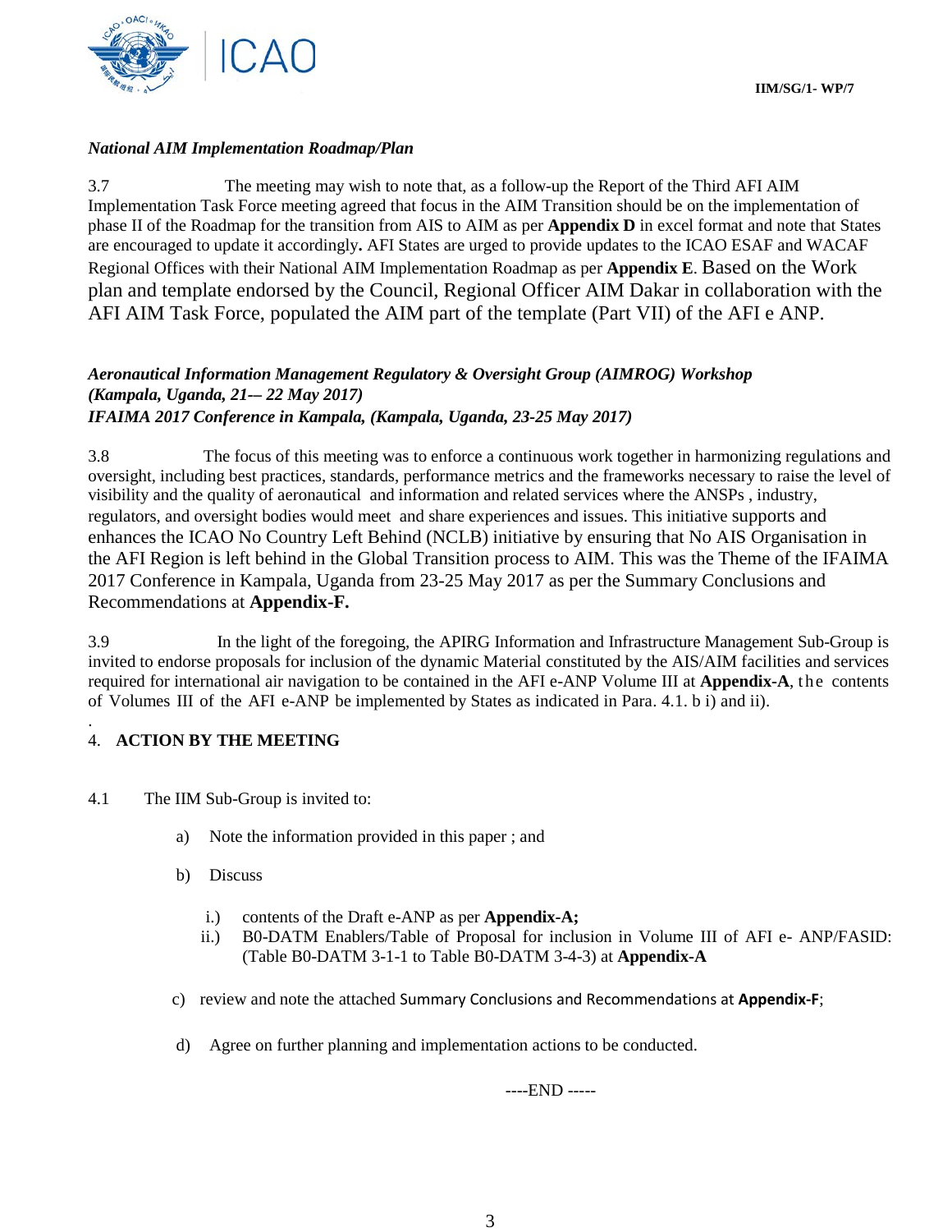*National AIM Implementation Roadmap/Plan*

3.7 The meeting may wish to note that, as a follow-up the Report of the Third AFI AIM Implementation Task Force meeting agreed that focus in the AIM Transition should be on the implementation of phase II of the Roadmap for the transition from AIS to AIM as per **Appendix D** in excel format and note that States are encouraged to update it accordingly**.** AFI States are urged to provide updates to the ICAO ESAF and WACAF Regional Offices with their National AIM Implementation Roadmap as per **Appendix E**. Based on the Work plan and template endorsed by the Council, Regional Officer AIM Dakar in collaboration with the AFI AIM Task Force, populated the AIM part of the template (Part VII) of the AFI e ANP.

***Aeronautical Information Management Regulatory & Oversight Group (AIMROG) Workshop (Kampala, Uganda, 21-– 22 May 2017)***
***IFAIMA 2017 Conference in Kampala, (Kampala, Uganda, 23-25 May 2017)***

3.8 The focus of this meeting was to enforce a continuous work together in harmonizing regulations and oversight, including best practices, standards, performance metrics and the frameworks necessary to raise the level of visibility and the quality of aeronautical and information and related services where the ANSPs , industry, regulators, and oversight bodies would meet and share experiences and issues. This initiative supports and enhances the ICAO No Country Left Behind (NCLB) initiative by ensuring that No AIS Organisation in the AFI Region is left behind in the Global Transition process to AIM. This was the Theme of the IFAIMA 2017 Conference in Kampala, Uganda from 23-25 May 2017 as per the Summary Conclusions and Recommendations at **Appendix-F.**

3.9 In the light of the foregoing, the APIRG Information and Infrastructure Management Sub-Group is invited to endorse proposals for inclusion of the dynamic Material constituted by the AIS/AIM facilities and services required for international air navigation to be contained in the AFI e-ANP Volume III at **Appendix-A**, the contents of Volumes III of the AFI e-ANP be implemented by States as indicated in Para. 4.1. b i) and ii).

## 4. ACTION BY THE MEETING

4.1 The IIM Sub-Group is invited to:

a) Note the information provided in this paper ; and

b) Discuss

   i.) contents of the Draft e-ANP as per **Appendix-A;**

   ii.) B0-DATM Enablers/Table of Proposal for inclusion in Volume III of AFI e- ANP/FASID: (Table B0-DATM 3-1-1 to Table B0-DATM 3-4-3) at **Appendix-A**

c) review and note the attached Summary Conclusions and Recommendations at **Appendix-F**;

d) Agree on further planning and implementation actions to be conducted.

----END -----